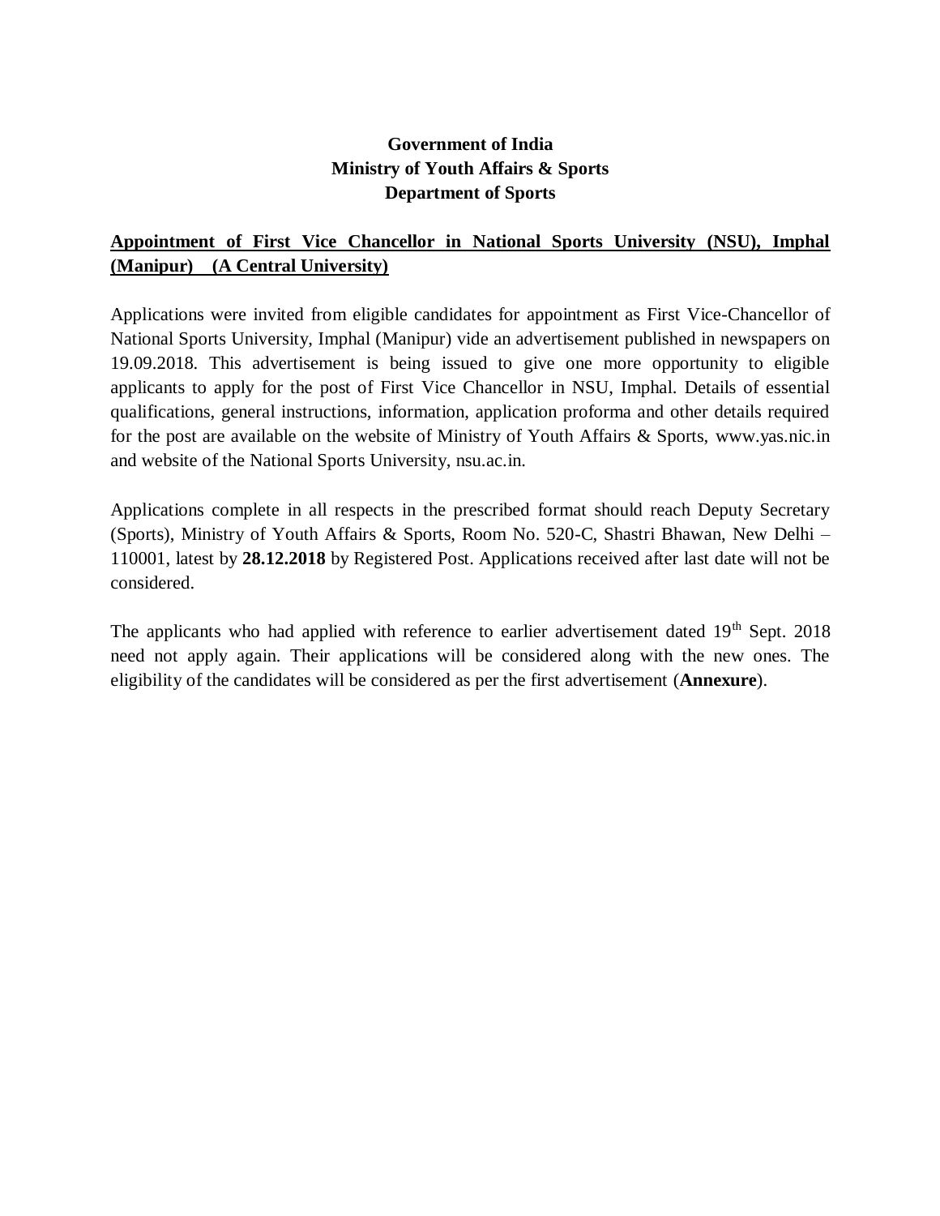**Government of India**
**Ministry of Youth Affairs & Sports**
**Department of Sports**

## Appointment of First Vice Chancellor in National Sports University (NSU), Imphal (Manipur) (A Central University)

Applications were invited from eligible candidates for appointment as First Vice-Chancellor of National Sports University, Imphal (Manipur) vide an advertisement published in newspapers on 19.09.2018. This advertisement is being issued to give one more opportunity to eligible applicants to apply for the post of First Vice Chancellor in NSU, Imphal. Details of essential qualifications, general instructions, information, application proforma and other details required for the post are available on the website of Ministry of Youth Affairs & Sports, www.yas.nic.in and website of the National Sports University, nsu.ac.in.

Applications complete in all respects in the prescribed format should reach Deputy Secretary (Sports), Ministry of Youth Affairs & Sports, Room No. 520-C, Shastri Bhawan, New Delhi – 110001, latest by **28.12.2018** by Registered Post. Applications received after last date will not be considered.

The applicants who had applied with reference to earlier advertisement dated 19th Sept. 2018 need not apply again. Their applications will be considered along with the new ones. The eligibility of the candidates will be considered as per the first advertisement (**Annexure**).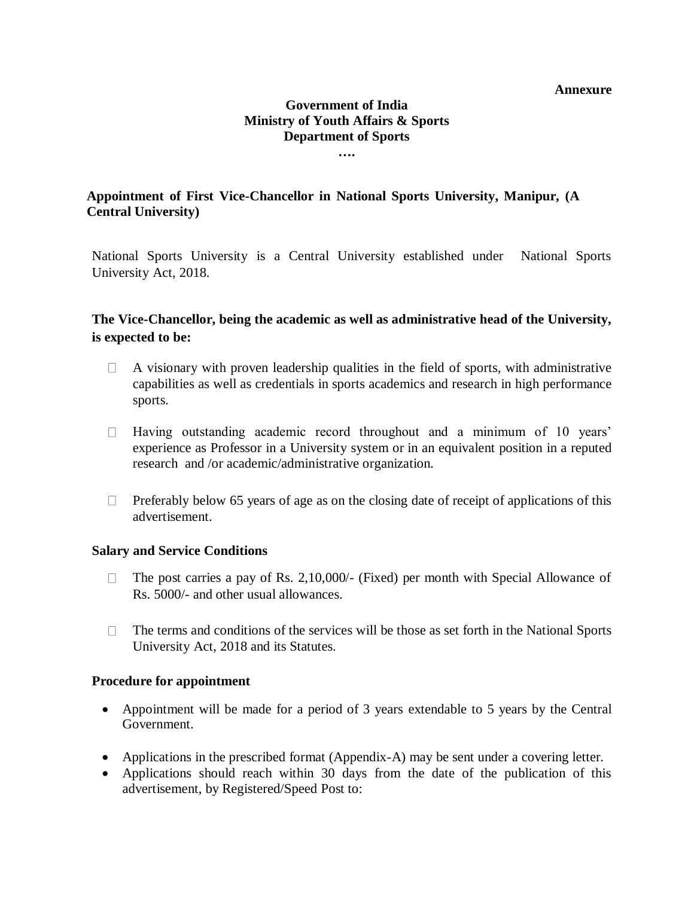**Annexure**

**Government of India**
**Ministry of Youth Affairs & Sports**
**Department of Sports**
**….**

**Appointment of First Vice-Chancellor in National Sports University, Manipur, (A Central University)**

National Sports University is a Central University established under National Sports University Act, 2018.

**The Vice-Chancellor, being the academic as well as administrative head of the University, is expected to be:**

- A visionary with proven leadership qualities in the field of sports, with administrative capabilities as well as credentials in sports academics and research in high performance sports.
- Having outstanding academic record throughout and a minimum of 10 years' experience as Professor in a University system or in an equivalent position in a reputed research and /or academic/administrative organization.
- Preferably below 65 years of age as on the closing date of receipt of applications of this advertisement.

**Salary and Service Conditions**

- The post carries a pay of Rs. 2,10,000/- (Fixed) per month with Special Allowance of Rs. 5000/- and other usual allowances.
- The terms and conditions of the services will be those as set forth in the National Sports University Act, 2018 and its Statutes.

**Procedure for appointment**

- Appointment will be made for a period of 3 years extendable to 5 years by the Central Government.
- Applications in the prescribed format (Appendix-A) may be sent under a covering letter.
- Applications should reach within 30 days from the date of the publication of this advertisement, by Registered/Speed Post to: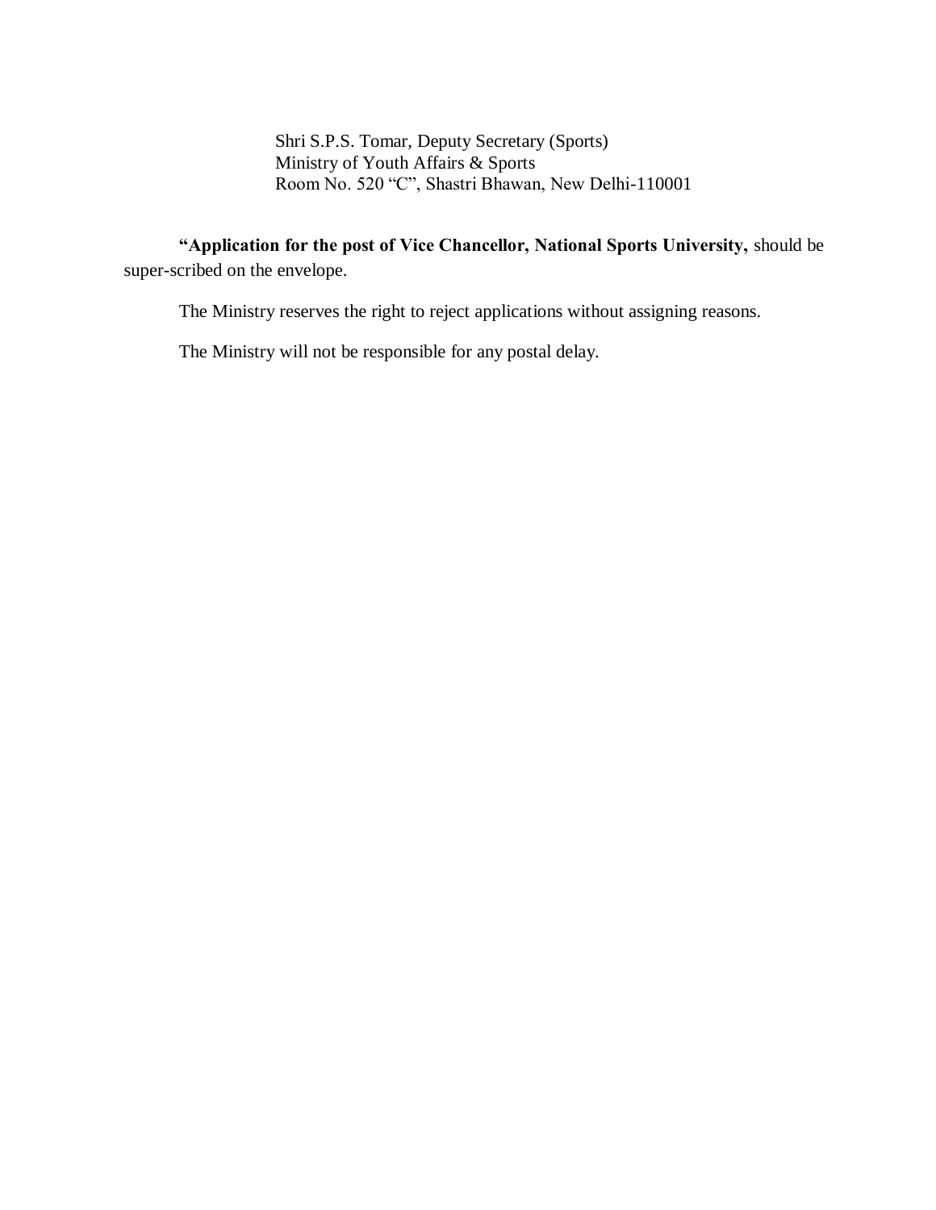Shri S.P.S. Tomar, Deputy Secretary (Sports)
Ministry of Youth Affairs & Sports
Room No. 520 "C", Shastri Bhawan, New Delhi-110001

**"Application for the post of Vice Chancellor, National Sports University,** should be super-scribed on the envelope.

The Ministry reserves the right to reject applications without assigning reasons.

The Ministry will not be responsible for any postal delay.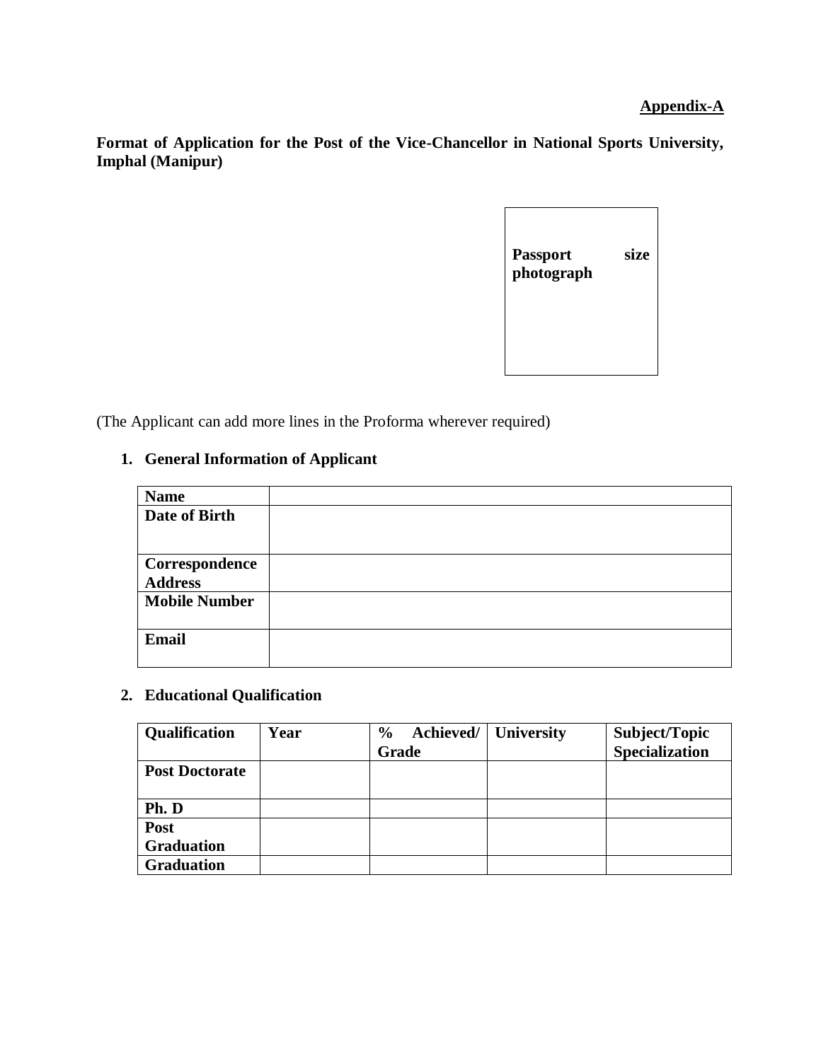**Appendix-A**

**Format of Application for the Post of the Vice-Chancellor in National Sports University, Imphal (Manipur)**

| Passport size photograph |
|---|

(The Applicant can add more lines in the Proforma wherever required)

**1. General Information of Applicant**

| | |
|---|---|
| **Name** | |
| **Date of Birth** | |
| **Correspondence Address** | |
| **Mobile Number** | |
| **Email** | |

**2. Educational Qualification**

| Qualification | Year | % Achieved/ Grade | University | Subject/Topic Specialization |
|---|---|---|---|---|
| **Post Doctorate** | | | | |
| **Ph. D** | | | | |
| **Post Graduation** | | | | |
| **Graduation** | | | | |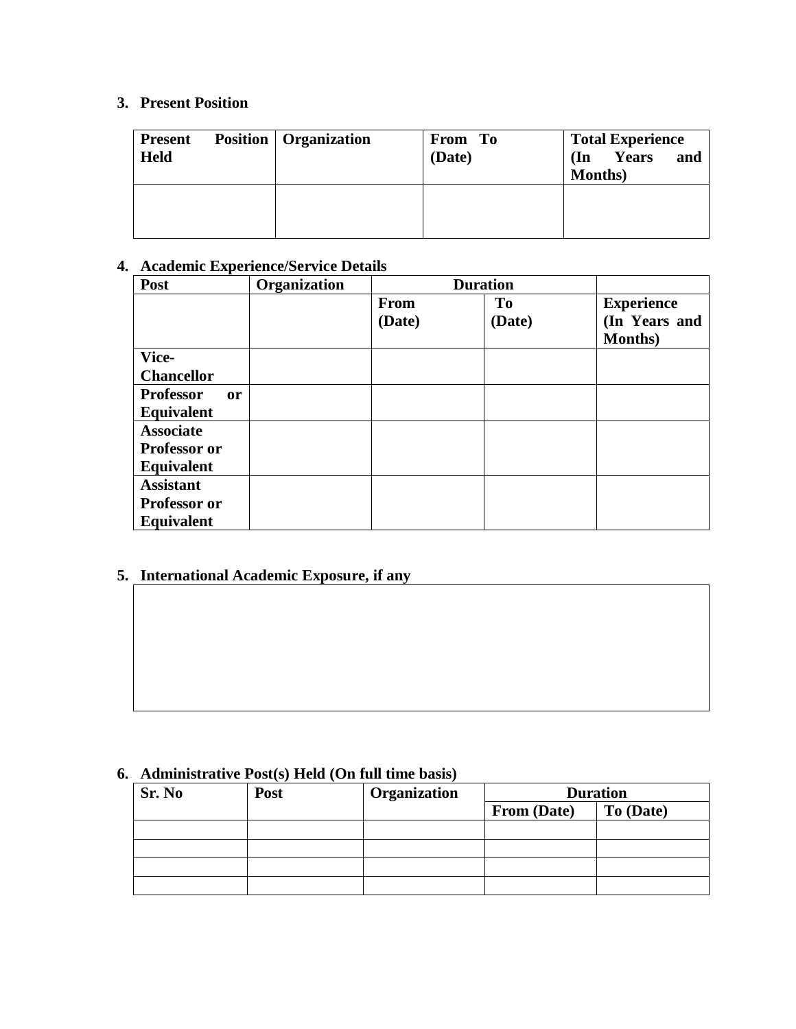3. **Present Position**

| Present Position Held | Organization | From To (Date) | Total Experience (In Years and Months) |
|---|---|---|---|
| | | | |

4. **Academic Experience/Service Details**

| Post | Organization | Duration | | |
|---|---|---|---|---|
| | | From (Date) | To (Date) | Experience (In Years and Months) |
| Vice-Chancellor | | | | |
| Professor or Equivalent | | | | |
| Associate Professor or Equivalent | | | | |
| Assistant Professor or Equivalent | | | | |

5. **International Academic Exposure, if any**

| |
|---|
| |

6. **Administrative Post(s) Held (On full time basis)**

| Sr. No | Post | Organization | Duration | |
|---|---|---|---|---|
| | | | From (Date) | To (Date) |
| | | | | |
| | | | | |
| | | | | |
| | | | | |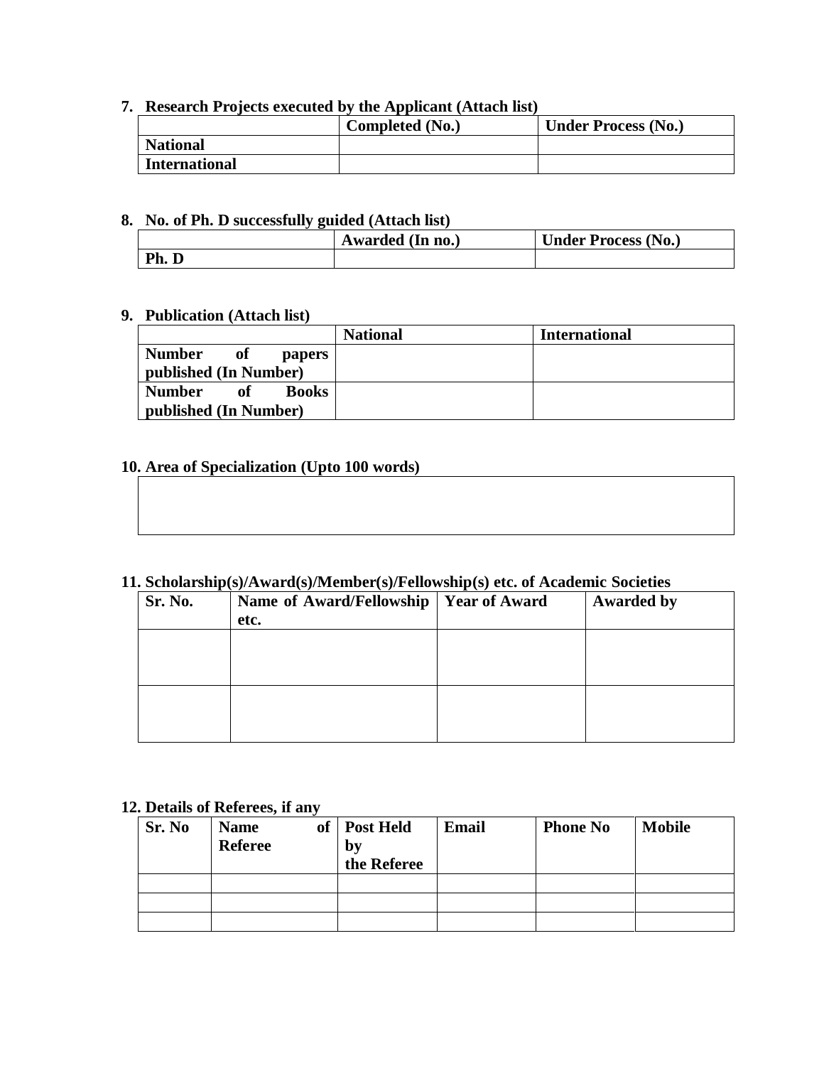7. **Research Projects executed by the Applicant (Attach list)**

| | Completed (No.) | Under Process (No.) |
|---|---|---|
| **National** | | |
| **International** | | |

8. **No. of Ph. D successfully guided (Attach list)**

| | Awarded (In no.) | Under Process (No.) |
|---|---|---|
| **Ph. D** | | |

9. **Publication (Attach list)**

| | National | International |
|---|---|---|
| **Number of papers published (In Number)** | | |
| **Number of Books published (In Number)** | | |

10. **Area of Specialization (Upto 100 words)**

| |
|---|
| |

11. **Scholarship(s)/Award(s)/Member(s)/Fellowship(s) etc. of Academic Societies**

| Sr. No. | Name of Award/Fellowship etc. | Year of Award | Awarded by |
|---|---|---|---|
| | | | |
| | | | |

12. **Details of Referees, if any**

| Sr. No | Name of Referee | Post Held by the Referee | Email | Phone No | Mobile |
|---|---|---|---|---|---|
| | | | | | |
| | | | | | |
| | | | | | |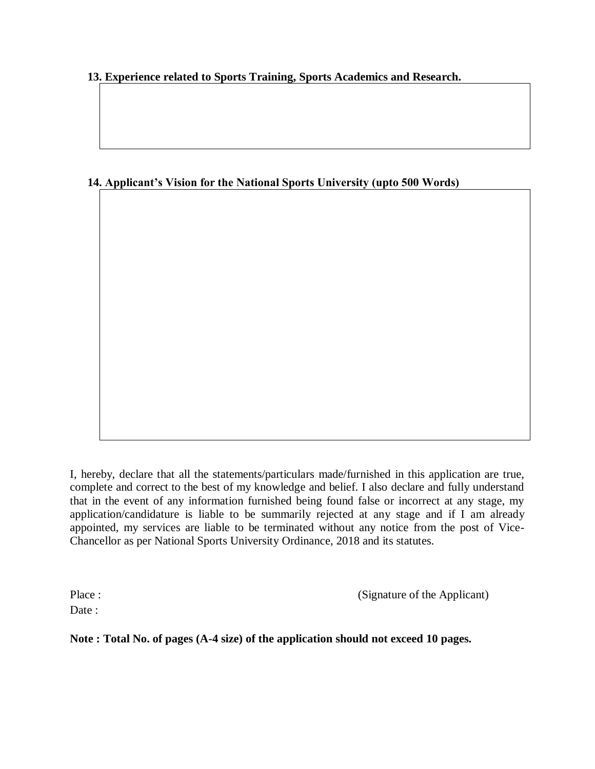**13. Experience related to Sports Training, Sports Academics and Research.**

| |
|---|
| |

**14. Applicant's Vision for the National Sports University (upto 500 Words)**

| |
|---|
| |

I, hereby, declare that all the statements/particulars made/furnished in this application are true, complete and correct to the best of my knowledge and belief. I also declare and fully understand that in the event of any information furnished being found false or incorrect at any stage, my application/candidature is liable to be summarily rejected at any stage and if I am already appointed, my services are liable to be terminated without any notice from the post of Vice-Chancellor as per National Sports University Ordinance, 2018 and its statutes.

Place : (Signature of the Applicant)

Date :

**Note : Total No. of pages (A-4 size) of the application should not exceed 10 pages.**